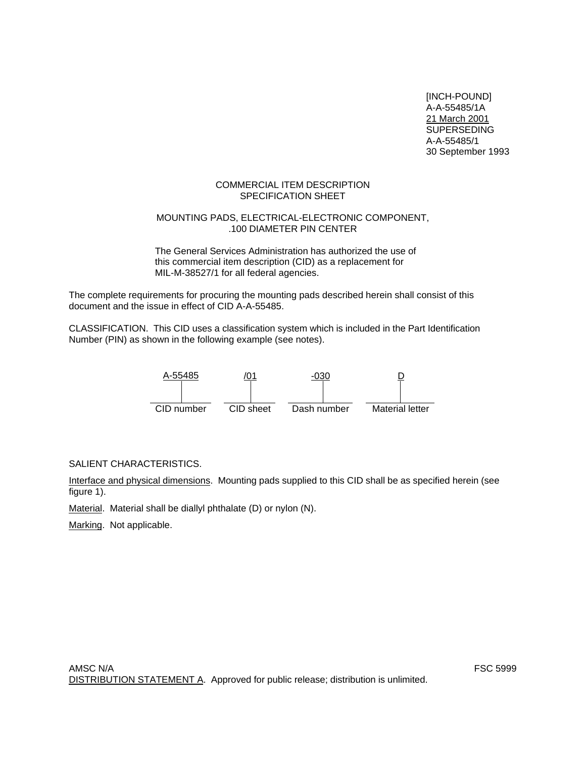[INCH-POUND]
A-A-55485/1A
21 March 2001
SUPERSEDING
A-A-55485/1
30 September 1993

# COMMERCIAL ITEM DESCRIPTION
# SPECIFICATION SHEET

## MOUNTING PADS, ELECTRICAL-ELECTRONIC COMPONENT, .100 DIAMETER PIN CENTER

The General Services Administration has authorized the use of this commercial item description (CID) as a replacement for MIL-M-38527/1 for all federal agencies.

The complete requirements for procuring the mounting pads described herein shall consist of this document and the issue in effect of CID A-A-55485.

CLASSIFICATION. This CID uses a classification system which is included in the Part Identification Number (PIN) as shown in the following example (see notes).

| A-55485 | /01 | -030 | D |
|---|---|---|---|
| CID number | CID sheet | Dash number | Material letter |

SALIENT CHARACTERISTICS.

Interface and physical dimensions. Mounting pads supplied to this CID shall be as specified herein (see figure 1).

Material. Material shall be diallyl phthalate (D) or nylon (N).

Marking. Not applicable.

AMSC N/A FSC 5999

DISTRIBUTION STATEMENT A. Approved for public release; distribution is unlimited.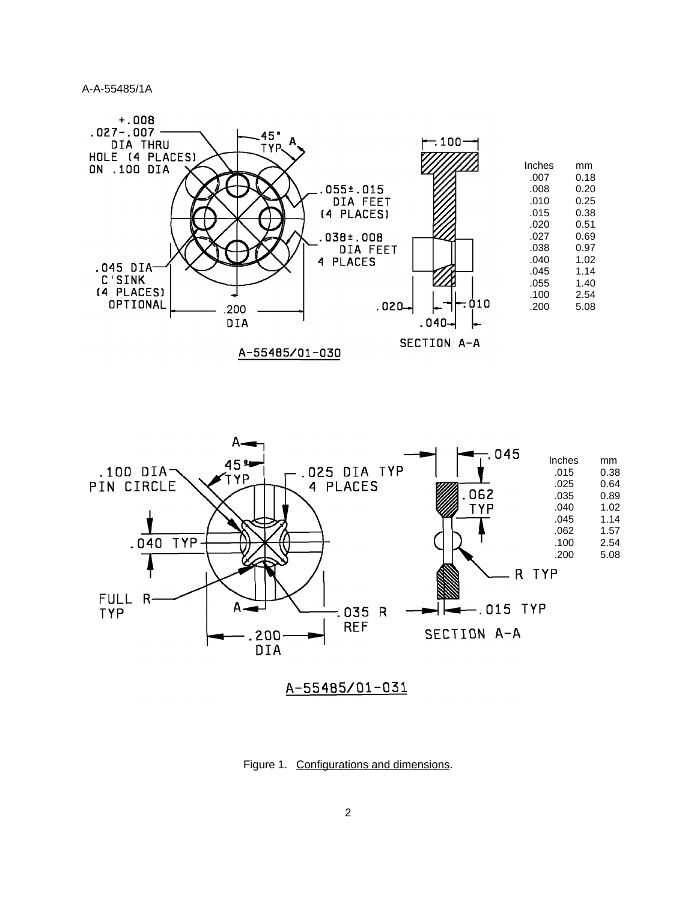+.008
.027-.007
DIA THRU
HOLE (4 PLACES)
ON .100 DIA

45° TYP

A

.100

.055±.015
DIA FEET
(4 PLACES)

.038±.008
DIA FEET
4 PLACES

.045 DIA
C'SINK
(4 PLACES)
OPTIONAL

.200
DIA

.020

.010

.040

SECTION A-A

A-55485/01-030

| Inches | mm |
|---|---|
| .007 | 0.18 |
| .008 | 0.20 |
| .010 | 0.25 |
| .015 | 0.38 |
| .020 | 0.51 |
| .027 | 0.69 |
| .038 | 0.97 |
| .040 | 1.02 |
| .045 | 1.14 |
| .055 | 1.40 |
| .100 | 2.54 |
| .200 | 5.08 |

A

45° TYP

.100 DIA
PIN CIRCLE

.025 DIA TYP
4 PLACES

.040 TYP

FULL R
TYP

A

.035 R
REF

.200
DIA

.045

.062
TYP

R TYP

.015 TYP

SECTION A-A

| Inches | mm |
|---|---|
| .015 | 0.38 |
| .025 | 0.64 |
| .035 | 0.89 |
| .040 | 1.02 |
| .045 | 1.14 |
| .062 | 1.57 |
| .100 | 2.54 |
| .200 | 5.08 |

A-55485/01-031

Figure 1. Configurations and dimensions.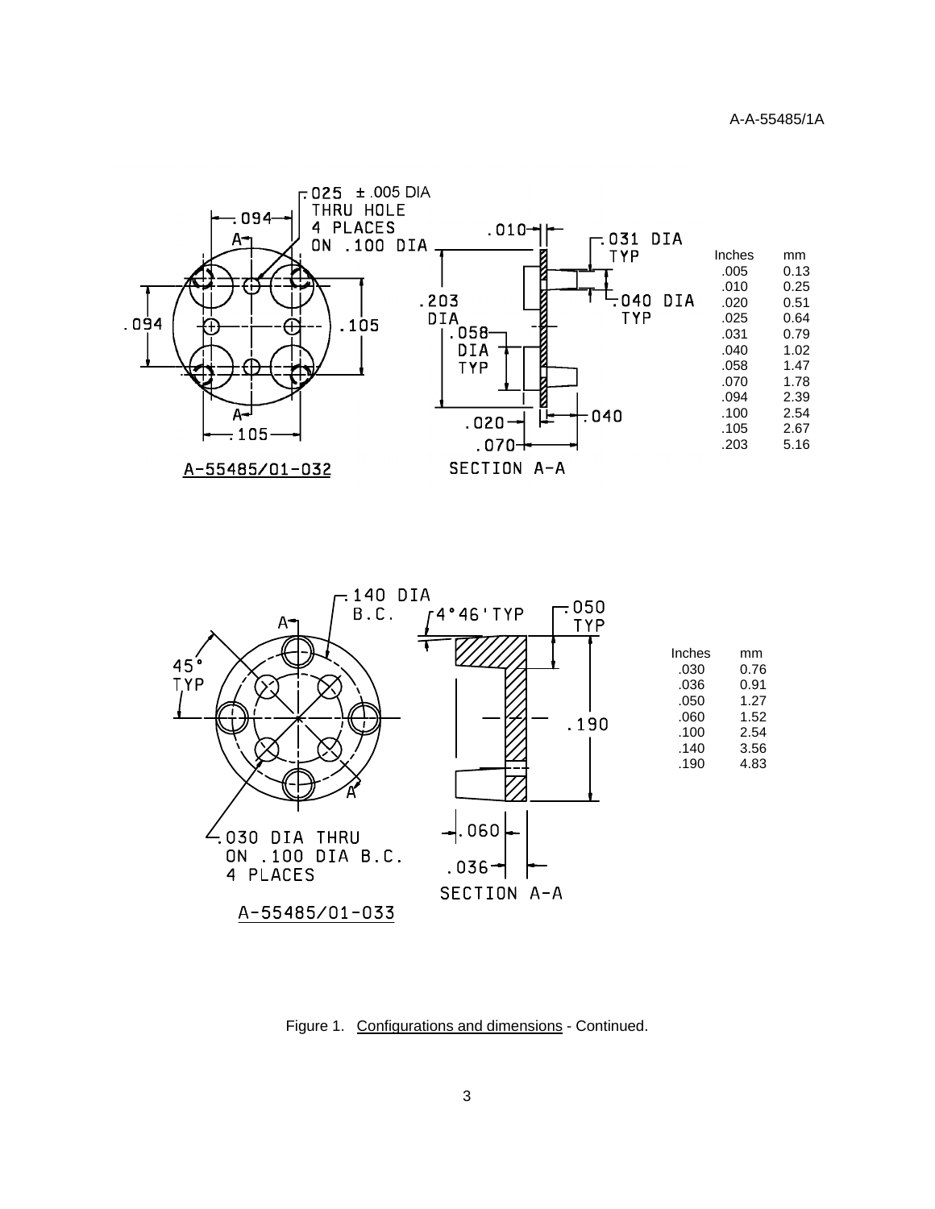.025 ± .005 DIA THRU HOLE 4 PLACES ON .100 DIA

.094

A

.094

.105

.105

A

A-55485/01-032

.010

.031 DIA TYP

.203 DIA

.040 DIA TYP

.058 DIA TYP

.020

.040

.070

SECTION A-A

| Inches | mm |
|---|---|
| .005 | 0.13 |
| .010 | 0.25 |
| .020 | 0.51 |
| .025 | 0.64 |
| .031 | 0.79 |
| .040 | 1.02 |
| .058 | 1.47 |
| .070 | 1.78 |
| .094 | 2.39 |
| .100 | 2.54 |
| .105 | 2.67 |
| .203 | 5.16 |

.140 DIA B.C.

A

45° TYP

A

.030 DIA THRU ON .100 DIA B.C. 4 PLACES

A-55485/01-033

4°46'TYP

.050 TYP

.190

.060

.036

SECTION A-A

| Inches | mm |
|---|---|
| .030 | 0.76 |
| .036 | 0.91 |
| .050 | 1.27 |
| .060 | 1.52 |
| .100 | 2.54 |
| .140 | 3.56 |
| .190 | 4.83 |

Figure 1. Configurations and dimensions - Continued.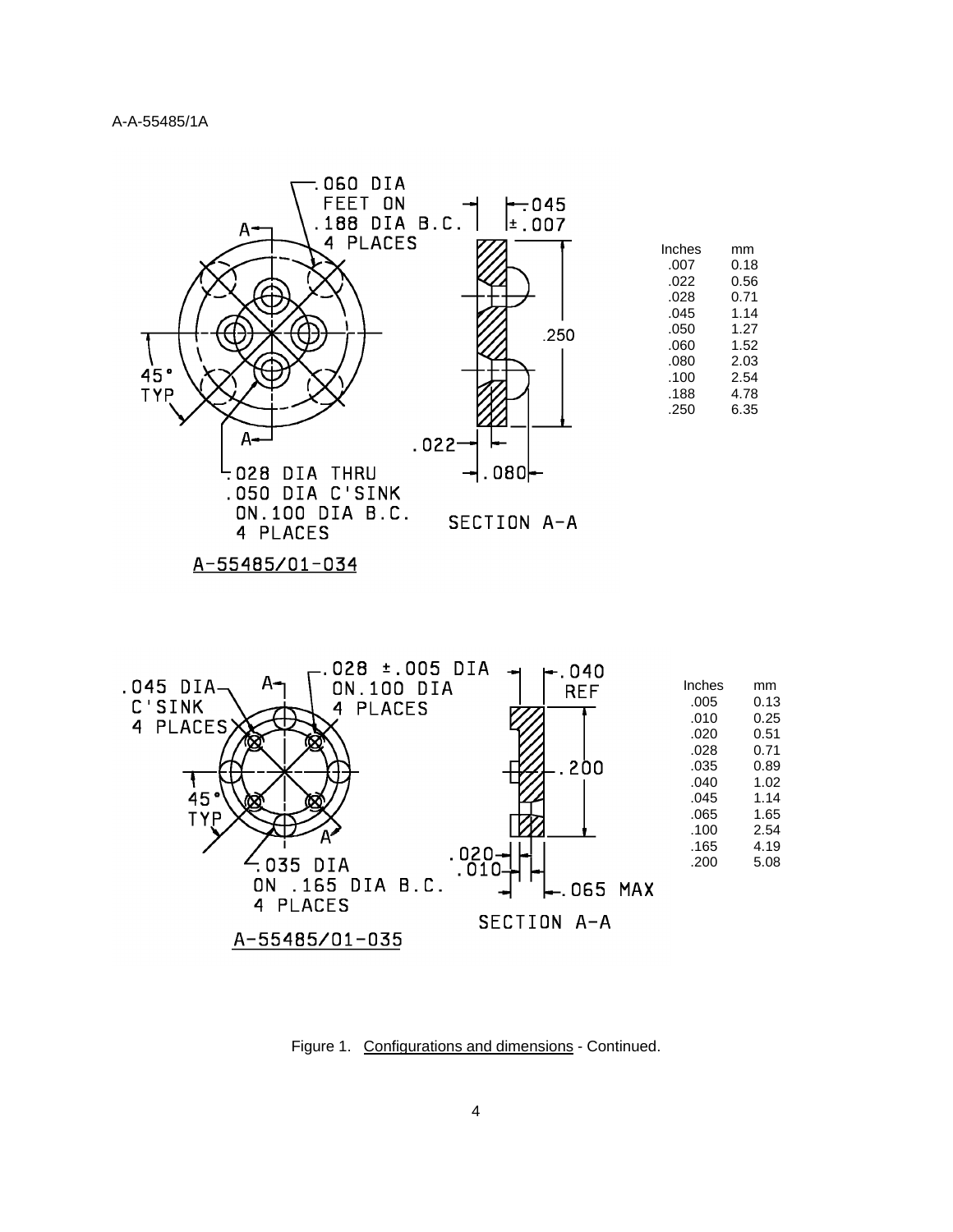.060 DIA FEET ON .188 DIA B.C. 4 PLACES

.045 ±.007

.250

.022

.080

.028 DIA THRU .050 DIA C'SINK ON.100 DIA B.C. 4 PLACES

45° TYP

SECTION A-A

A-55485/01-034

| Inches | mm |
|---|---|
| .007 | 0.18 |
| .022 | 0.56 |
| .028 | 0.71 |
| .045 | 1.14 |
| .050 | 1.27 |
| .060 | 1.52 |
| .080 | 2.03 |
| .100 | 2.54 |
| .188 | 4.78 |
| .250 | 6.35 |

.045 DIA C'SINK 4 PLACES

.028 ±.005 DIA ON.100 DIA 4 PLACES

.040 REF

.200

45° TYP

.035 DIA ON .165 DIA B.C. 4 PLACES

.020

.010

.065 MAX

SECTION A-A

A-55485/01-035

| Inches | mm |
|---|---|
| .005 | 0.13 |
| .010 | 0.25 |
| .020 | 0.51 |
| .028 | 0.71 |
| .035 | 0.89 |
| .040 | 1.02 |
| .045 | 1.14 |
| .065 | 1.65 |
| .100 | 2.54 |
| .165 | 4.19 |
| .200 | 5.08 |

Figure 1. Configurations and dimensions - Continued.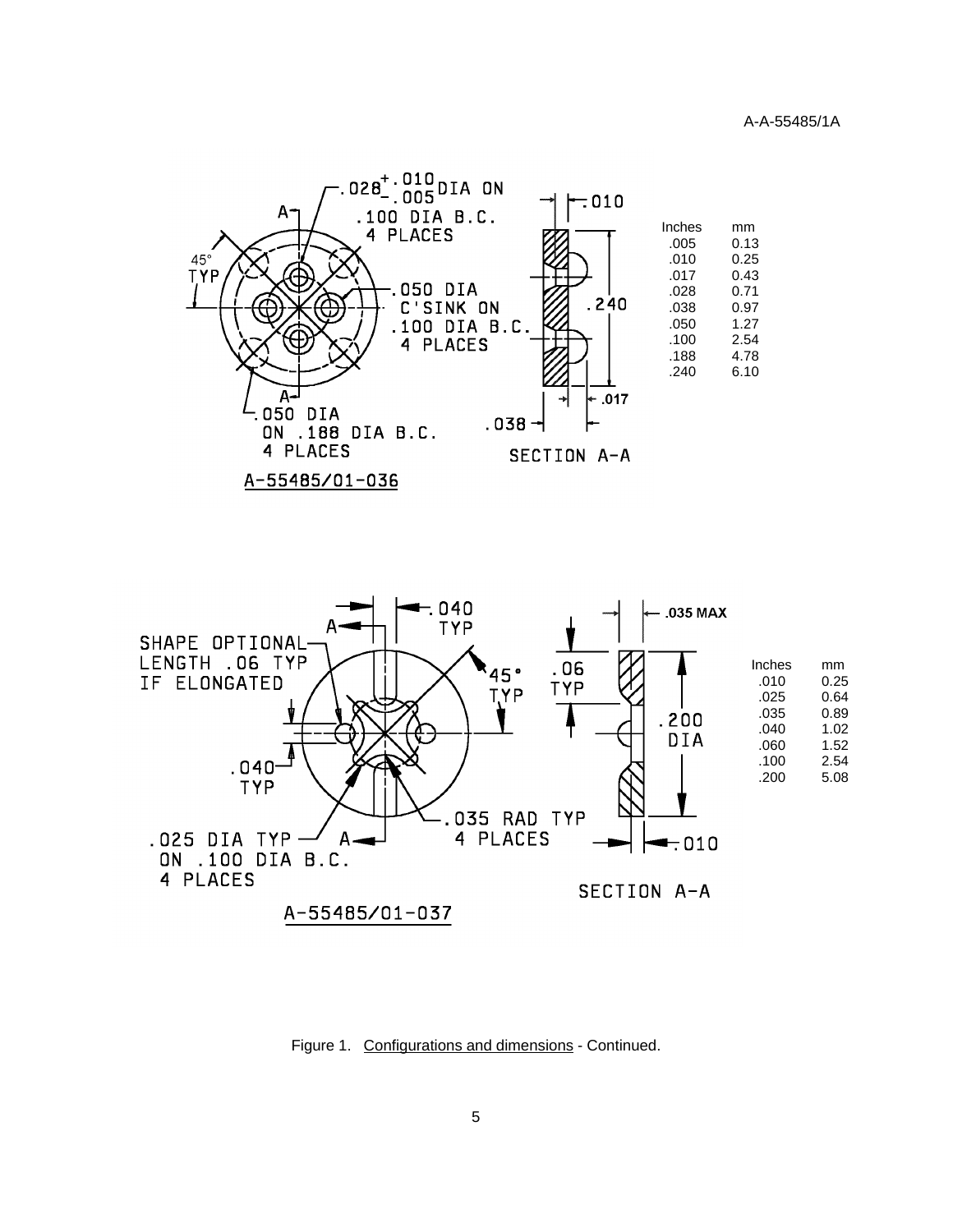A-55485/01-036

.028 +.010/−.005 DIA ON .100 DIA B.C. 4 PLACES

.050 DIA C'SINK ON .100 DIA B.C. 4 PLACES

.050 DIA ON .188 DIA B.C. 4 PLACES

45° TYP

SECTION A-A

.010, .240, .017, .038

| Inches | mm |
|---|---|
| .005 | 0.13 |
| .010 | 0.25 |
| .017 | 0.43 |
| .028 | 0.71 |
| .038 | 0.97 |
| .050 | 1.27 |
| .100 | 2.54 |
| .188 | 4.78 |
| .240 | 6.10 |

A-55485/01-037

SHAPE OPTIONAL LENGTH .06 TYP IF ELONGATED

.040 TYP

45° TYP

.025 DIA TYP ON .100 DIA B.C. 4 PLACES

.035 RAD TYP 4 PLACES

SECTION A-A

.035 MAX, .06 TYP, .200 DIA, .010

| Inches | mm |
|---|---|
| .010 | 0.25 |
| .025 | 0.64 |
| .035 | 0.89 |
| .040 | 1.02 |
| .060 | 1.52 |
| .100 | 2.54 |
| .200 | 5.08 |

Figure 1. Configurations and dimensions - Continued.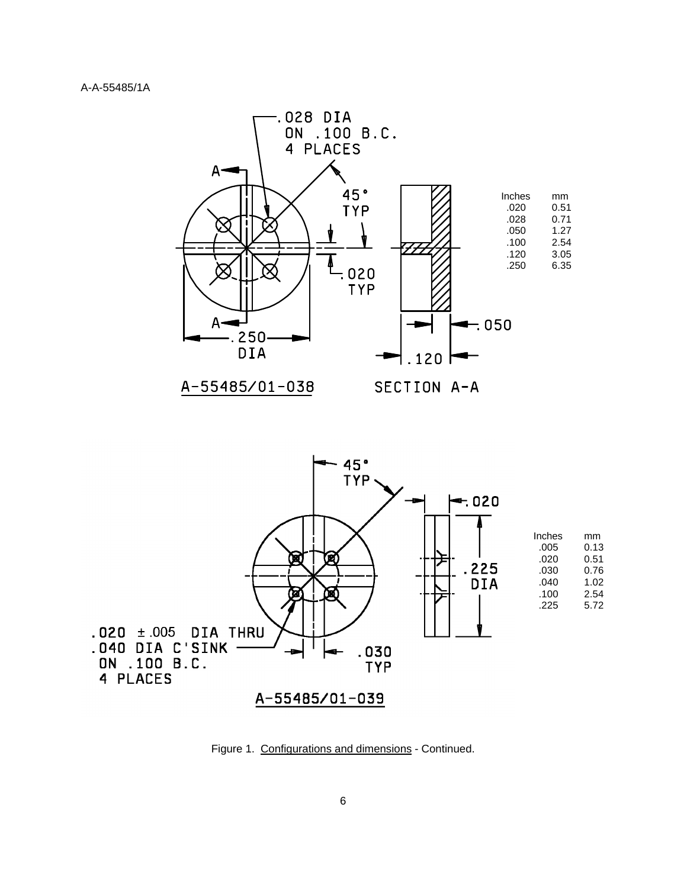A-55485/01-038

.028 DIA ON .100 B.C. 4 PLACES

45° TYP

.020 TYP

.250 DIA

SECTION A-A

.050

.120

| Inches | mm |
| --- | --- |
| .020 | 0.51 |
| .028 | 0.71 |
| .050 | 1.27 |
| .100 | 2.54 |
| .120 | 3.05 |
| .250 | 6.35 |

A-55485/01-039

45° TYP

.020

.225 DIA

.020 ± .005 DIA THRU
.040 DIA C'SINK
ON .100 B.C.
4 PLACES

.030 TYP

| Inches | mm |
| --- | --- |
| .005 | 0.13 |
| .020 | 0.51 |
| .030 | 0.76 |
| .040 | 1.02 |
| .100 | 2.54 |
| .225 | 5.72 |

Figure 1. Configurations and dimensions - Continued.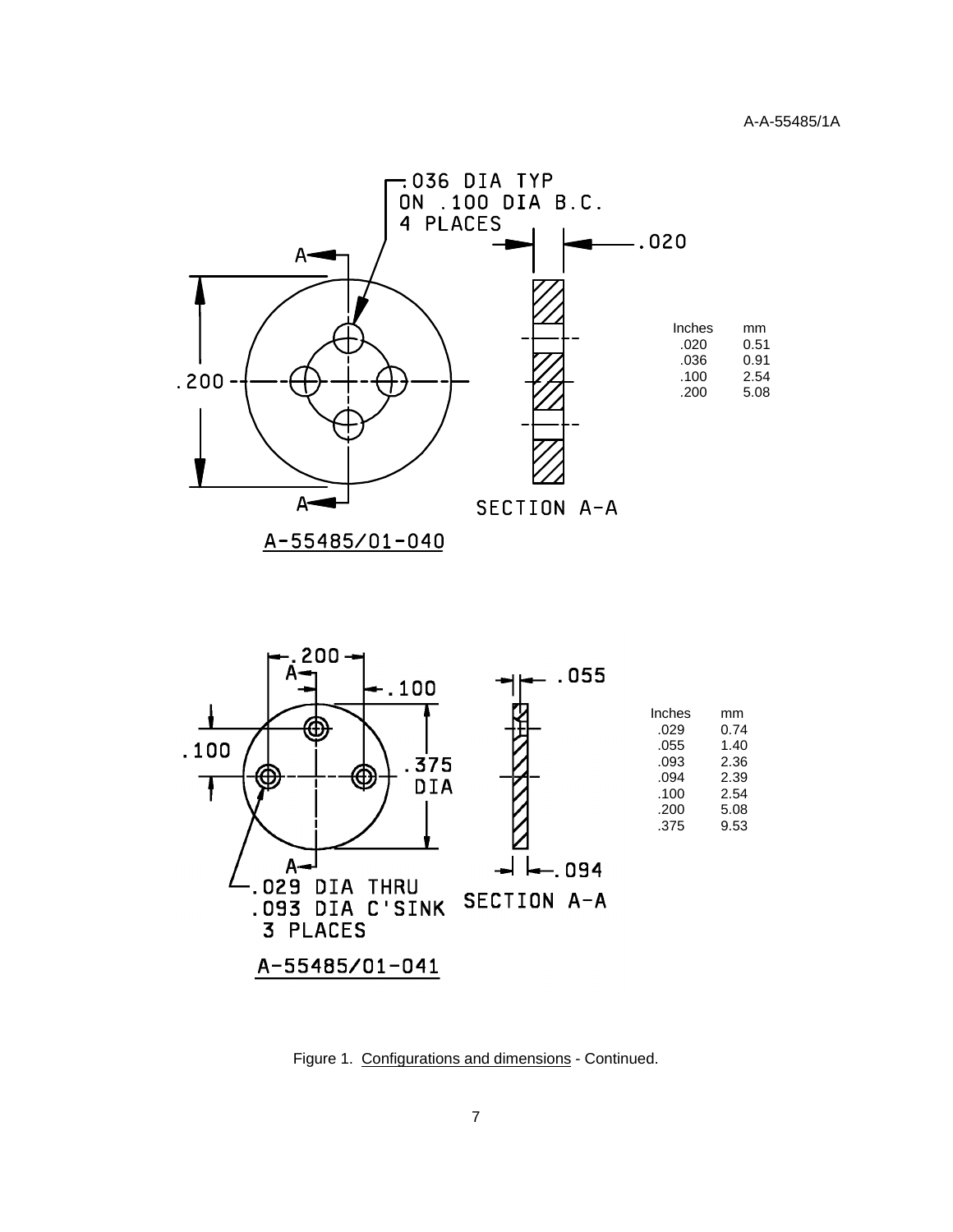.036 DIA TYP
ON .100 DIA B.C.
4 PLACES

.020

.200

SECTION A-A

A-55485/01-040

| Inches | mm |
|---|---|
| .020 | 0.51 |
| .036 | 0.91 |
| .100 | 2.54 |
| .200 | 5.08 |

.200

.100

.055

.100

.375
DIA

.094

.029 DIA THRU
.093 DIA C'SINK
3 PLACES

SECTION A-A

A-55485/01-041

| Inches | mm |
|---|---|
| .029 | 0.74 |
| .055 | 1.40 |
| .093 | 2.36 |
| .094 | 2.39 |
| .100 | 2.54 |
| .200 | 5.08 |
| .375 | 9.53 |

Figure 1. Configurations and dimensions - Continued.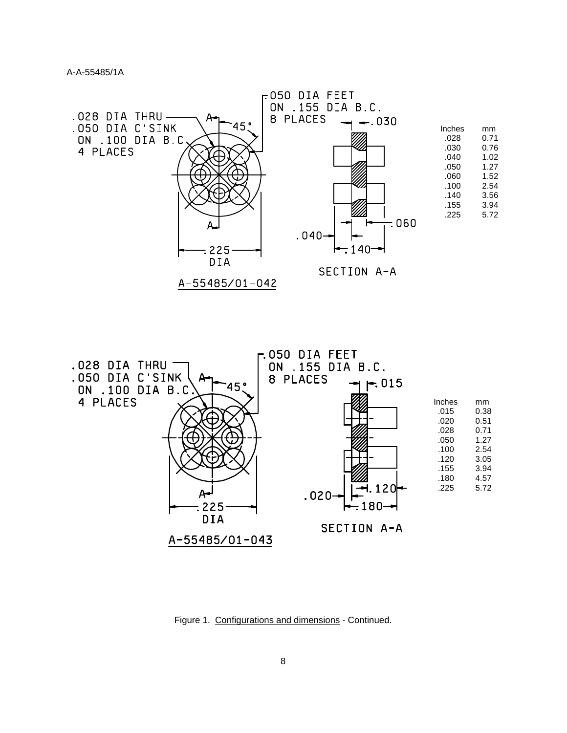.028 DIA THRU
.050 DIA C'SINK
ON .100 DIA B.C.
4 PLACES

.050 DIA FEET
ON .155 DIA B.C.
8 PLACES

45°

.030

.060

.040

.140

.225
DIA

SECTION A-A

A-55485/01-042

| Inches | mm |
|---|---|
| .028 | 0.71 |
| .030 | 0.76 |
| .040 | 1.02 |
| .050 | 1.27 |
| .060 | 1.52 |
| .100 | 2.54 |
| .140 | 3.56 |
| .155 | 3.94 |
| .225 | 5.72 |

.028 DIA THRU
.050 DIA C'SINK
ON .100 DIA B.C.
4 PLACES

.050 DIA FEET
ON .155 DIA B.C.
8 PLACES

45°

.015

.120

.020

.180

.225
DIA

SECTION A-A

A-55485/01-043

| Inches | mm |
|---|---|
| .015 | 0.38 |
| .020 | 0.51 |
| .028 | 0.71 |
| .050 | 1.27 |
| .100 | 2.54 |
| .120 | 3.05 |
| .155 | 3.94 |
| .180 | 4.57 |
| .225 | 5.72 |

Figure 1. Configurations and dimensions - Continued.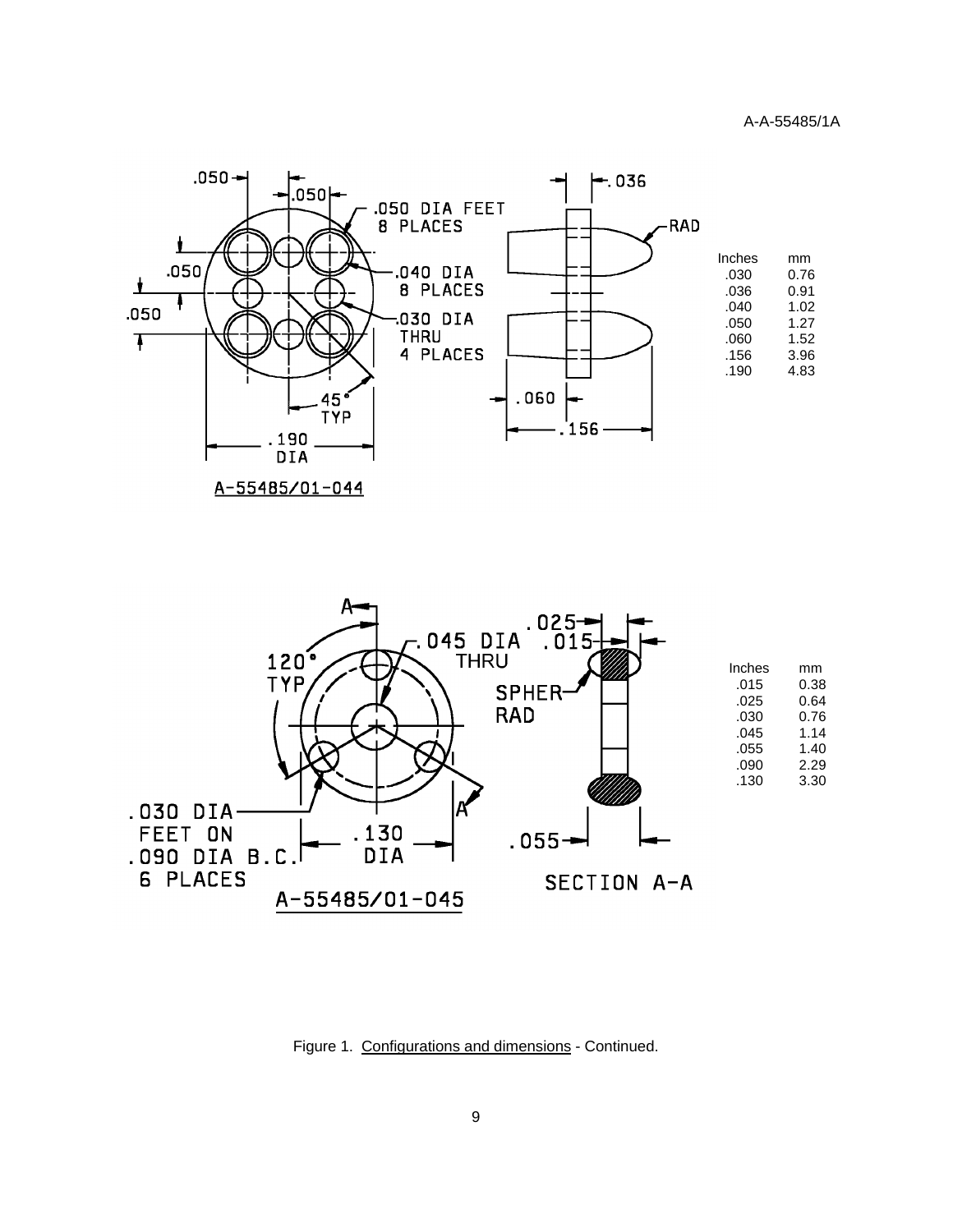A-55485/01-044

| Inches | mm |
| --- | --- |
| .030 | 0.76 |
| .036 | 0.91 |
| .040 | 1.02 |
| .050 | 1.27 |
| .060 | 1.52 |
| .156 | 3.96 |
| .190 | 4.83 |

A-55485/01-045

| Inches | mm |
| --- | --- |
| .015 | 0.38 |
| .025 | 0.64 |
| .030 | 0.76 |
| .045 | 1.14 |
| .055 | 1.40 |
| .090 | 2.29 |
| .130 | 3.30 |

Figure 1. Configurations and dimensions - Continued.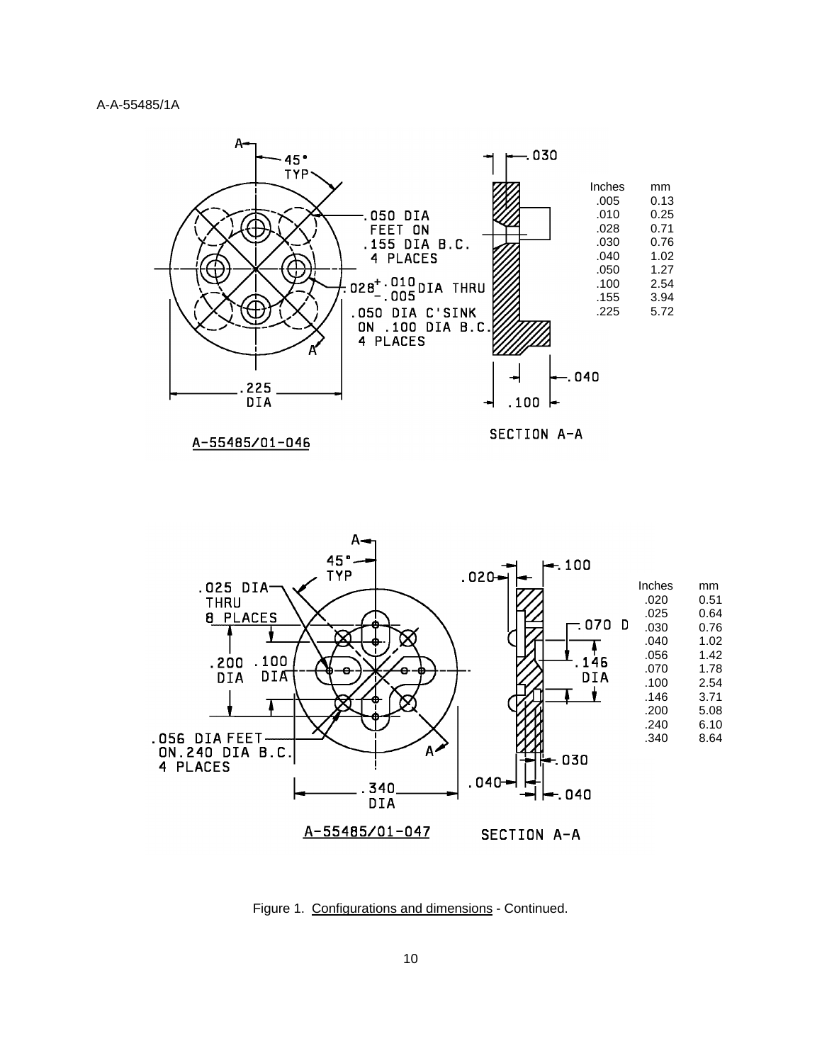A-A-55485/1A

A-55485/01-046

| Inches | mm |
| --- | --- |
| .005 | 0.13 |
| .010 | 0.25 |
| .028 | 0.71 |
| .030 | 0.76 |
| .040 | 1.02 |
| .050 | 1.27 |
| .100 | 2.54 |
| .155 | 3.94 |
| .225 | 5.72 |

A-55485/01-047

| Inches | mm |
| --- | --- |
| .020 | 0.51 |
| .025 | 0.64 |
| .030 | 0.76 |
| .040 | 1.02 |
| .056 | 1.42 |
| .070 | 1.78 |
| .100 | 2.54 |
| .146 | 3.71 |
| .200 | 5.08 |
| .240 | 6.10 |
| .340 | 8.64 |

Figure 1. Configurations and dimensions - Continued.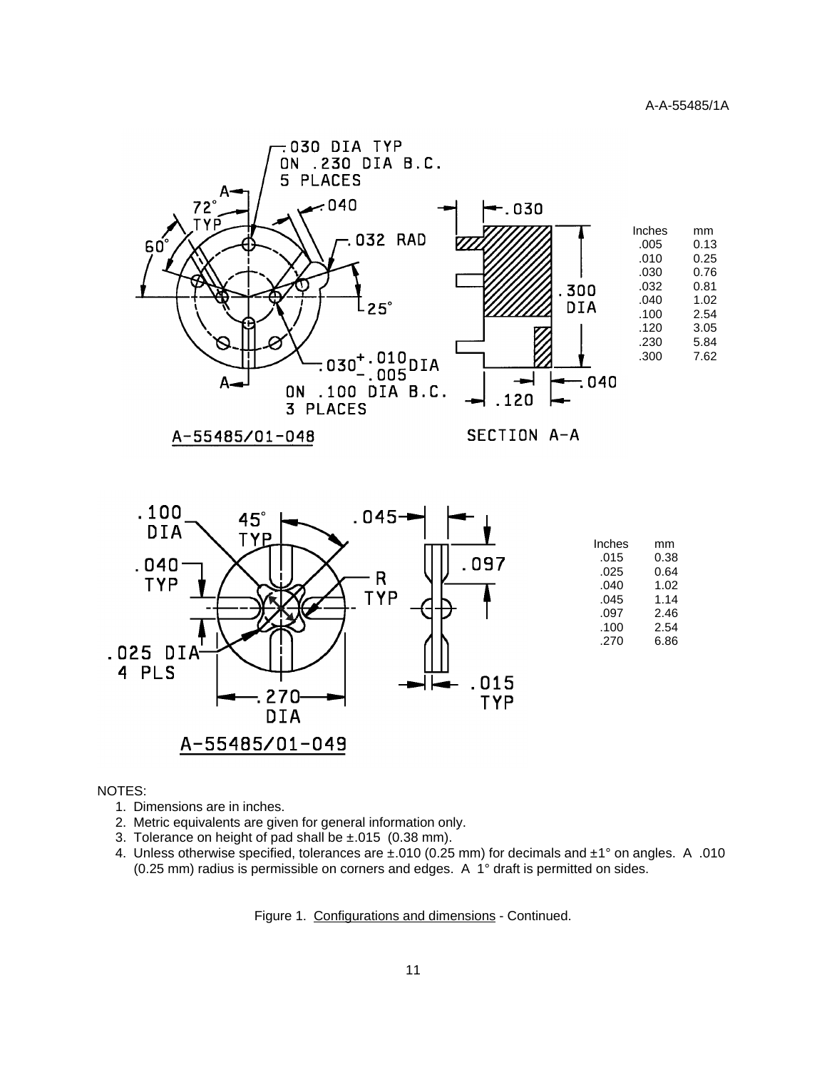A-55485/01-048

SECTION A-A

| Inches | mm |
| --- | --- |
| .005 | 0.13 |
| .010 | 0.25 |
| .030 | 0.76 |
| .032 | 0.81 |
| .040 | 1.02 |
| .100 | 2.54 |
| .120 | 3.05 |
| .230 | 5.84 |
| .300 | 7.62 |

A-55485/01-049

| Inches | mm |
| --- | --- |
| .015 | 0.38 |
| .025 | 0.64 |
| .040 | 1.02 |
| .045 | 1.14 |
| .097 | 2.46 |
| .100 | 2.54 |
| .270 | 6.86 |

NOTES:

1. Dimensions are in inches.
2. Metric equivalents are given for general information only.
3. Tolerance on height of pad shall be ±.015 (0.38 mm).
4. Unless otherwise specified, tolerances are ±.010 (0.25 mm) for decimals and ±1° on angles. A .010 (0.25 mm) radius is permissible on corners and edges. A 1° draft is permitted on sides.

Figure 1. Configurations and dimensions - Continued.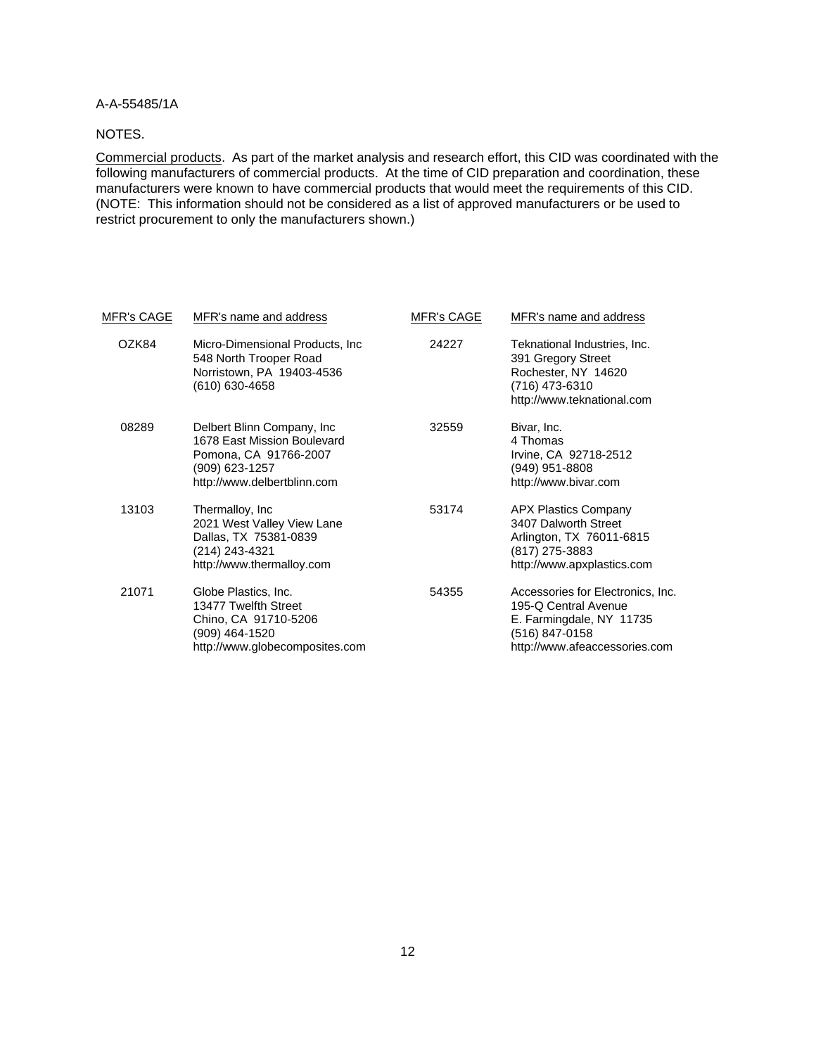NOTES.

Commercial products. As part of the market analysis and research effort, this CID was coordinated with the following manufacturers of commercial products. At the time of CID preparation and coordination, these manufacturers were known to have commercial products that would meet the requirements of this CID. (NOTE: This information should not be considered as a list of approved manufacturers or be used to restrict procurement to only the manufacturers shown.)

| MFR's CAGE | MFR's name and address | MFR's CAGE | MFR's name and address |
|---|---|---|---|
| OZK84 | Micro-Dimensional Products, Inc<br>548 North Trooper Road<br>Norristown, PA 19403-4536<br>(610) 630-4658 | 24227 | Teknational Industries, Inc.<br>391 Gregory Street<br>Rochester, NY 14620<br>(716) 473-6310<br>http://www.teknational.com |
| 08289 | Delbert Blinn Company, Inc<br>1678 East Mission Boulevard<br>Pomona, CA 91766-2007<br>(909) 623-1257<br>http://www.delbertblinn.com | 32559 | Bivar, Inc.<br>4 Thomas<br>Irvine, CA 92718-2512<br>(949) 951-8808<br>http://www.bivar.com |
| 13103 | Thermalloy, Inc<br>2021 West Valley View Lane<br>Dallas, TX 75381-0839<br>(214) 243-4321<br>http://www.thermalloy.com | 53174 | APX Plastics Company<br>3407 Dalworth Street<br>Arlington, TX 76011-6815<br>(817) 275-3883<br>http://www.apxplastics.com |
| 21071 | Globe Plastics, Inc.<br>13477 Twelfth Street<br>Chino, CA 91710-5206<br>(909) 464-1520<br>http://www.globecomposites.com | 54355 | Accessories for Electronics, Inc.<br>195-Q Central Avenue<br>E. Farmingdale, NY 11735<br>(516) 847-0158<br>http://www.afeaccessories.com |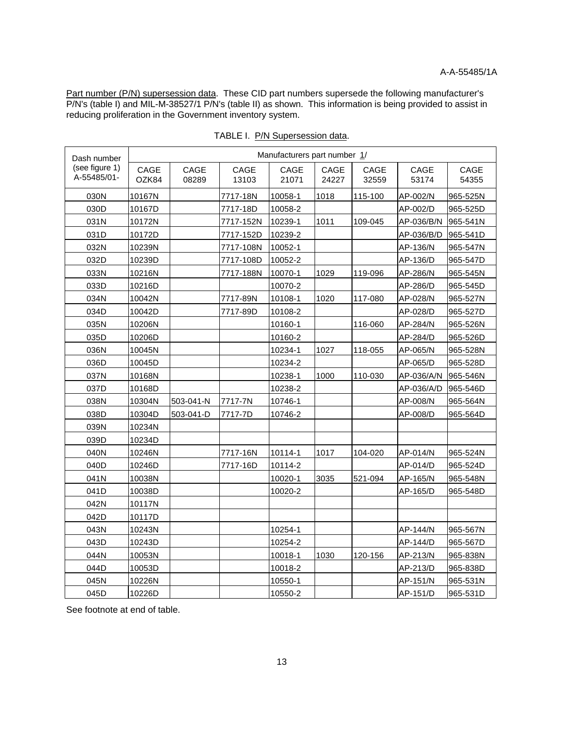Part number (P/N) supersession data. These CID part numbers supersede the following manufacturer's P/N's (table I) and MIL-M-38527/1 P/N's (table II) as shown. This information is being provided to assist in reducing proliferation in the Government inventory system.

TABLE I. P/N Supersession data.

| Dash number (see figure 1) A-55485/01- | Manufacturers part number 1/ | | | | | | | |
|---|---|---|---|---|---|---|---|---|
| | CAGE OZK84 | CAGE 08289 | CAGE 13103 | CAGE 21071 | CAGE 24227 | CAGE 32559 | CAGE 53174 | CAGE 54355 |
| 030N | 10167N | | 7717-18N | 10058-1 | 1018 | 115-100 | AP-002/N | 965-525N |
| 030D | 10167D | | 7717-18D | 10058-2 | | | AP-002/D | 965-525D |
| 031N | 10172N | | 7717-152N | 10239-1 | 1011 | 109-045 | AP-036/B/N | 965-541N |
| 031D | 10172D | | 7717-152D | 10239-2 | | | AP-036/B/D | 965-541D |
| 032N | 10239N | | 7717-108N | 10052-1 | | | AP-136/N | 965-547N |
| 032D | 10239D | | 7717-108D | 10052-2 | | | AP-136/D | 965-547D |
| 033N | 10216N | | 7717-188N | 10070-1 | 1029 | 119-096 | AP-286/N | 965-545N |
| 033D | 10216D | | | 10070-2 | | | AP-286/D | 965-545D |
| 034N | 10042N | | 7717-89N | 10108-1 | 1020 | 117-080 | AP-028/N | 965-527N |
| 034D | 10042D | | 7717-89D | 10108-2 | | | AP-028/D | 965-527D |
| 035N | 10206N | | | 10160-1 | | 116-060 | AP-284/N | 965-526N |
| 035D | 10206D | | | 10160-2 | | | AP-284/D | 965-526D |
| 036N | 10045N | | | 10234-1 | 1027 | 118-055 | AP-065/N | 965-528N |
| 036D | 10045D | | | 10234-2 | | | AP-065/D | 965-528D |
| 037N | 10168N | | | 10238-1 | 1000 | 110-030 | AP-036/A/N | 965-546N |
| 037D | 10168D | | | 10238-2 | | | AP-036/A/D | 965-546D |
| 038N | 10304N | 503-041-N | 7717-7N | 10746-1 | | | AP-008/N | 965-564N |
| 038D | 10304D | 503-041-D | 7717-7D | 10746-2 | | | AP-008/D | 965-564D |
| 039N | 10234N | | | | | | | |
| 039D | 10234D | | | | | | | |
| 040N | 10246N | | 7717-16N | 10114-1 | 1017 | 104-020 | AP-014/N | 965-524N |
| 040D | 10246D | | 7717-16D | 10114-2 | | | AP-014/D | 965-524D |
| 041N | 10038N | | | 10020-1 | 3035 | 521-094 | AP-165/N | 965-548N |
| 041D | 10038D | | | 10020-2 | | | AP-165/D | 965-548D |
| 042N | 10117N | | | | | | | |
| 042D | 10117D | | | | | | | |
| 043N | 10243N | | | 10254-1 | | | AP-144/N | 965-567N |
| 043D | 10243D | | | 10254-2 | | | AP-144/D | 965-567D |
| 044N | 10053N | | | 10018-1 | 1030 | 120-156 | AP-213/N | 965-838N |
| 044D | 10053D | | | 10018-2 | | | AP-213/D | 965-838D |
| 045N | 10226N | | | 10550-1 | | | AP-151/N | 965-531N |
| 045D | 10226D | | | 10550-2 | | | AP-151/D | 965-531D |

See footnote at end of table.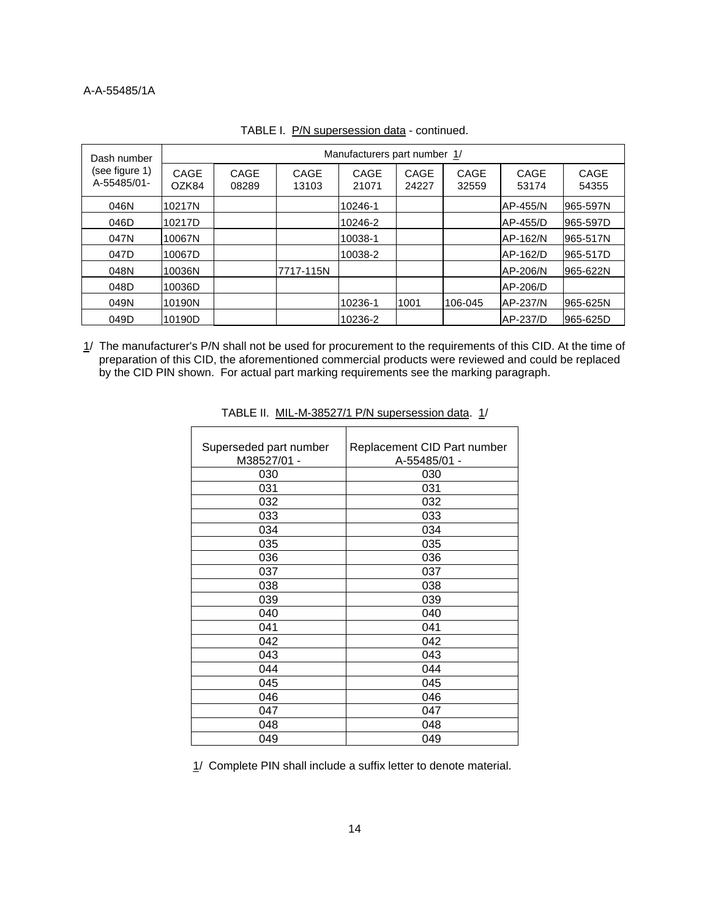TABLE I. P/N supersession data - continued.

| Dash number (see figure 1) A-55485/01- | Manufacturers part number 1/ | | | | | | | |
|---|---|---|---|---|---|---|---|---|
| | CAGE OZK84 | CAGE 08289 | CAGE 13103 | CAGE 21071 | CAGE 24227 | CAGE 32559 | CAGE 53174 | CAGE 54355 |
| 046N | 10217N | | | 10246-1 | | | AP-455/N | 965-597N |
| 046D | 10217D | | | 10246-2 | | | AP-455/D | 965-597D |
| 047N | 10067N | | | 10038-1 | | | AP-162/N | 965-517N |
| 047D | 10067D | | | 10038-2 | | | AP-162/D | 965-517D |
| 048N | 10036N | | 7717-115N | | | | AP-206/N | 965-622N |
| 048D | 10036D | | | | | | AP-206/D | |
| 049N | 10190N | | | 10236-1 | 1001 | 106-045 | AP-237/N | 965-625N |
| 049D | 10190D | | | 10236-2 | | | AP-237/D | 965-625D |

1/ The manufacturer's P/N shall not be used for procurement to the requirements of this CID. At the time of preparation of this CID, the aforementioned commercial products were reviewed and could be replaced by the CID PIN shown. For actual part marking requirements see the marking paragraph.

TABLE II. MIL-M-38527/1 P/N supersession data. 1/

| Superseded part number M38527/01 - | Replacement CID Part number A-55485/01 - |
|---|---|
| 030 | 030 |
| 031 | 031 |
| 032 | 032 |
| 033 | 033 |
| 034 | 034 |
| 035 | 035 |
| 036 | 036 |
| 037 | 037 |
| 038 | 038 |
| 039 | 039 |
| 040 | 040 |
| 041 | 041 |
| 042 | 042 |
| 043 | 043 |
| 044 | 044 |
| 045 | 045 |
| 046 | 046 |
| 047 | 047 |
| 048 | 048 |
| 049 | 049 |

1/ Complete PIN shall include a suffix letter to denote material.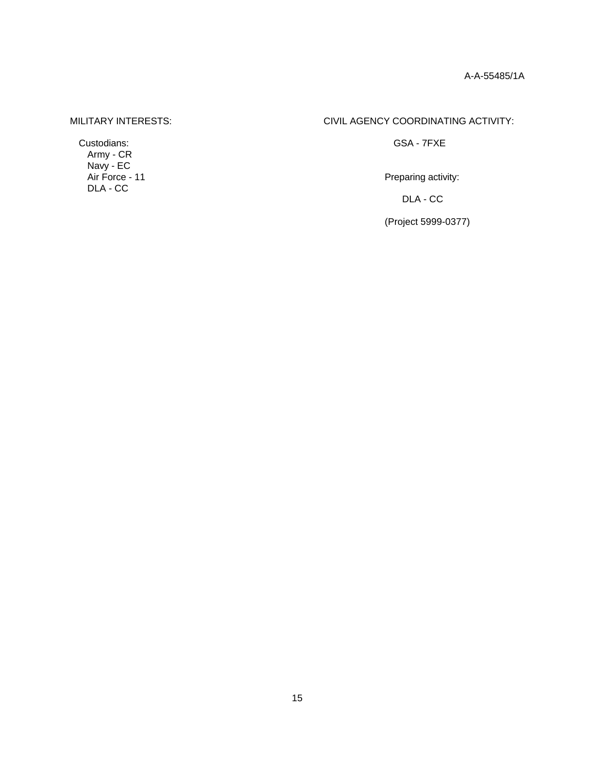MILITARY INTERESTS:

Custodians:
Army - CR
Navy - EC
Air Force - 11
DLA - CC

CIVIL AGENCY COORDINATING ACTIVITY:

GSA - 7FXE

Preparing activity:

DLA - CC

(Project 5999-0377)